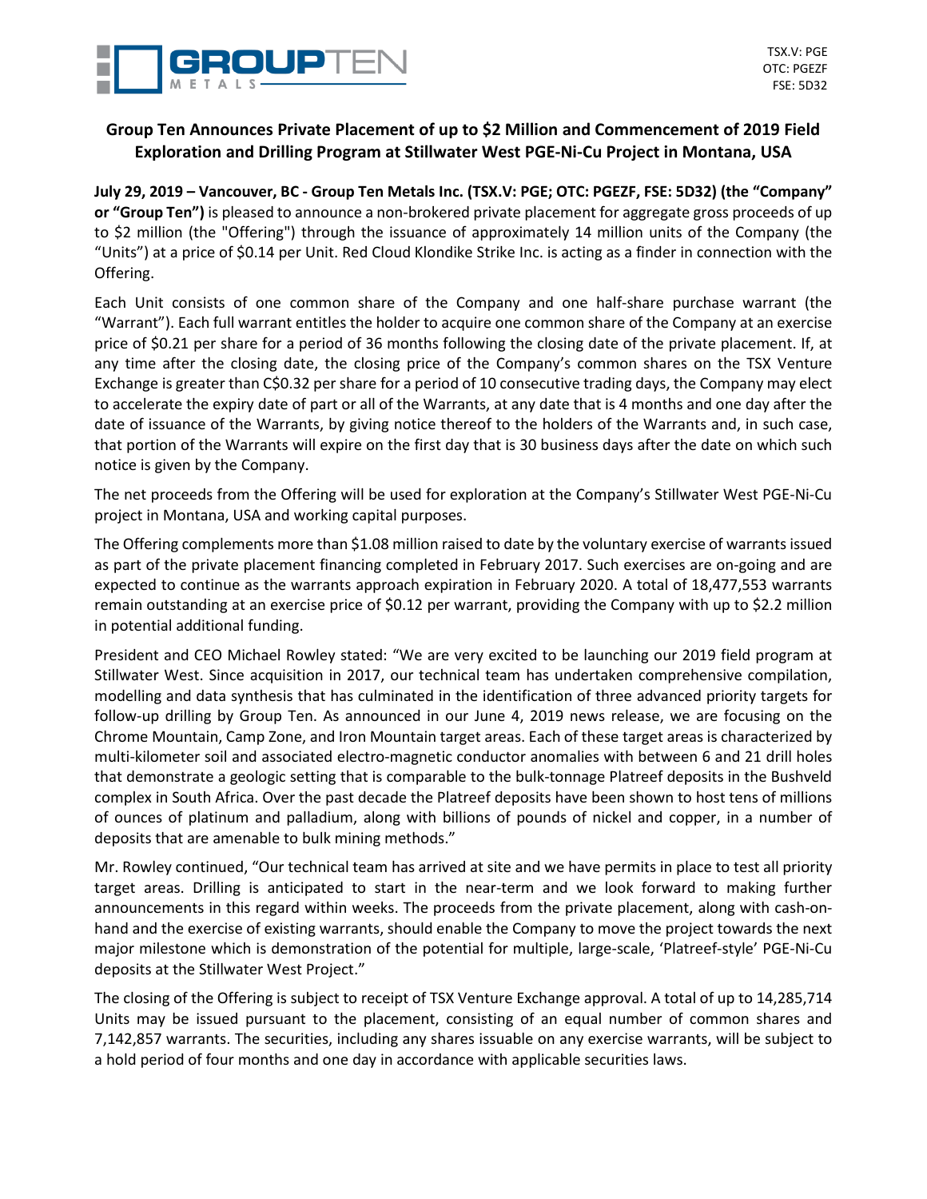GROUPTEN METALS

TSX.V: PGE
OTC: PGEZF
FSE: 5D32

## Group Ten Announces Private Placement of up to $2 Million and Commencement of 2019 Field Exploration and Drilling Program at Stillwater West PGE-Ni-Cu Project in Montana, USA

**July 29, 2019 – Vancouver, BC - Group Ten Metals Inc. (TSX.V: PGE; OTC: PGEZF, FSE: 5D32) (the "Company" or "Group Ten")** is pleased to announce a non-brokered private placement for aggregate gross proceeds of up to $2 million (the "Offering") through the issuance of approximately 14 million units of the Company (the "Units") at a price of $0.14 per Unit. Red Cloud Klondike Strike Inc. is acting as a finder in connection with the Offering.

Each Unit consists of one common share of the Company and one half-share purchase warrant (the "Warrant"). Each full warrant entitles the holder to acquire one common share of the Company at an exercise price of $0.21 per share for a period of 36 months following the closing date of the private placement. If, at any time after the closing date, the closing price of the Company's common shares on the TSX Venture Exchange is greater than C$0.32 per share for a period of 10 consecutive trading days, the Company may elect to accelerate the expiry date of part or all of the Warrants, at any date that is 4 months and one day after the date of issuance of the Warrants, by giving notice thereof to the holders of the Warrants and, in such case, that portion of the Warrants will expire on the first day that is 30 business days after the date on which such notice is given by the Company.

The net proceeds from the Offering will be used for exploration at the Company's Stillwater West PGE-Ni-Cu project in Montana, USA and working capital purposes.

The Offering complements more than $1.08 million raised to date by the voluntary exercise of warrants issued as part of the private placement financing completed in February 2017. Such exercises are on-going and are expected to continue as the warrants approach expiration in February 2020. A total of 18,477,553 warrants remain outstanding at an exercise price of $0.12 per warrant, providing the Company with up to $2.2 million in potential additional funding.

President and CEO Michael Rowley stated: "We are very excited to be launching our 2019 field program at Stillwater West. Since acquisition in 2017, our technical team has undertaken comprehensive compilation, modelling and data synthesis that has culminated in the identification of three advanced priority targets for follow-up drilling by Group Ten. As announced in our June 4, 2019 news release, we are focusing on the Chrome Mountain, Camp Zone, and Iron Mountain target areas. Each of these target areas is characterized by multi-kilometer soil and associated electro-magnetic conductor anomalies with between 6 and 21 drill holes that demonstrate a geologic setting that is comparable to the bulk-tonnage Platreef deposits in the Bushveld complex in South Africa. Over the past decade the Platreef deposits have been shown to host tens of millions of ounces of platinum and palladium, along with billions of pounds of nickel and copper, in a number of deposits that are amenable to bulk mining methods."

Mr. Rowley continued, "Our technical team has arrived at site and we have permits in place to test all priority target areas. Drilling is anticipated to start in the near-term and we look forward to making further announcements in this regard within weeks. The proceeds from the private placement, along with cash-on-hand and the exercise of existing warrants, should enable the Company to move the project towards the next major milestone which is demonstration of the potential for multiple, large-scale, 'Platreef-style' PGE-Ni-Cu deposits at the Stillwater West Project."

The closing of the Offering is subject to receipt of TSX Venture Exchange approval. A total of up to 14,285,714 Units may be issued pursuant to the placement, consisting of an equal number of common shares and 7,142,857 warrants. The securities, including any shares issuable on any exercise warrants, will be subject to a hold period of four months and one day in accordance with applicable securities laws.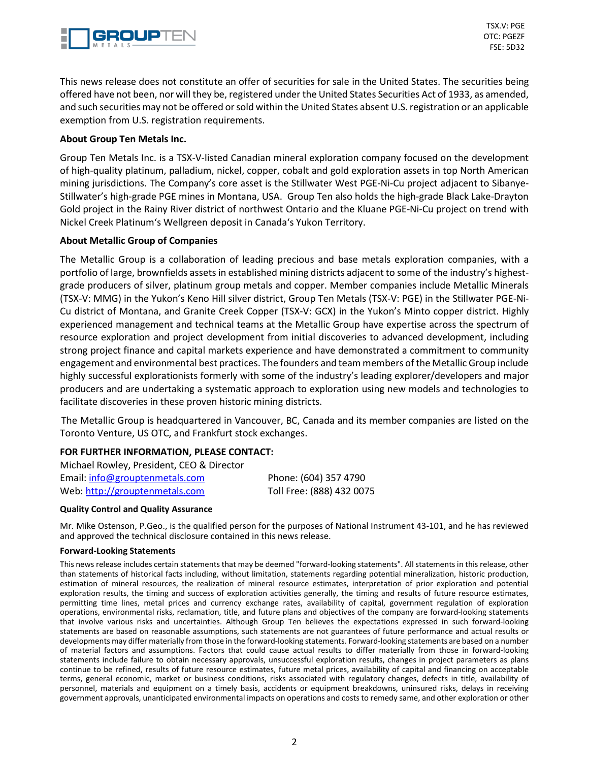This news release does not constitute an offer of securities for sale in the United States. The securities being offered have not been, nor will they be, registered under the United States Securities Act of 1933, as amended, and such securities may not be offered or sold within the United States absent U.S. registration or an applicable exemption from U.S. registration requirements.

**About Group Ten Metals Inc.**

Group Ten Metals Inc. is a TSX-V-listed Canadian mineral exploration company focused on the development of high-quality platinum, palladium, nickel, copper, cobalt and gold exploration assets in top North American mining jurisdictions. The Company's core asset is the Stillwater West PGE-Ni-Cu project adjacent to Sibanye-Stillwater's high-grade PGE mines in Montana, USA. Group Ten also holds the high-grade Black Lake-Drayton Gold project in the Rainy River district of northwest Ontario and the Kluane PGE-Ni-Cu project on trend with Nickel Creek Platinum's Wellgreen deposit in Canada's Yukon Territory.

**About Metallic Group of Companies**

The Metallic Group is a collaboration of leading precious and base metals exploration companies, with a portfolio of large, brownfields assets in established mining districts adjacent to some of the industry's highest-grade producers of silver, platinum group metals and copper. Member companies include Metallic Minerals (TSX-V: MMG) in the Yukon's Keno Hill silver district, Group Ten Metals (TSX-V: PGE) in the Stillwater PGE-Ni-Cu district of Montana, and Granite Creek Copper (TSX-V: GCX) in the Yukon's Minto copper district. Highly experienced management and technical teams at the Metallic Group have expertise across the spectrum of resource exploration and project development from initial discoveries to advanced development, including strong project finance and capital markets experience and have demonstrated a commitment to community engagement and environmental best practices. The founders and team members of the Metallic Group include highly successful explorationists formerly with some of the industry's leading explorer/developers and major producers and are undertaking a systematic approach to exploration using new models and technologies to facilitate discoveries in these proven historic mining districts.

The Metallic Group is headquartered in Vancouver, BC, Canada and its member companies are listed on the Toronto Venture, US OTC, and Frankfurt stock exchanges.

**FOR FURTHER INFORMATION, PLEASE CONTACT:**

Michael Rowley, President, CEO & Director
Email: info@grouptenmetals.com　　Phone: (604) 357 4790
Web: http://grouptenmetals.com　　Toll Free: (888) 432 0075

**Quality Control and Quality Assurance**

Mr. Mike Ostenson, P.Geo., is the qualified person for the purposes of National Instrument 43-101, and he has reviewed and approved the technical disclosure contained in this news release.

**Forward-Looking Statements**

This news release includes certain statements that may be deemed "forward-looking statements". All statements in this release, other than statements of historical facts including, without limitation, statements regarding potential mineralization, historic production, estimation of mineral resources, the realization of mineral resource estimates, interpretation of prior exploration and potential exploration results, the timing and success of exploration activities generally, the timing and results of future resource estimates, permitting time lines, metal prices and currency exchange rates, availability of capital, government regulation of exploration operations, environmental risks, reclamation, title, and future plans and objectives of the company are forward-looking statements that involve various risks and uncertainties. Although Group Ten believes the expectations expressed in such forward-looking statements are based on reasonable assumptions, such statements are not guarantees of future performance and actual results or developments may differ materially from those in the forward-looking statements. Forward-looking statements are based on a number of material factors and assumptions. Factors that could cause actual results to differ materially from those in forward-looking statements include failure to obtain necessary approvals, unsuccessful exploration results, changes in project parameters as plans continue to be refined, results of future resource estimates, future metal prices, availability of capital and financing on acceptable terms, general economic, market or business conditions, risks associated with regulatory changes, defects in title, availability of personnel, materials and equipment on a timely basis, accidents or equipment breakdowns, uninsured risks, delays in receiving government approvals, unanticipated environmental impacts on operations and costs to remedy same, and other exploration or other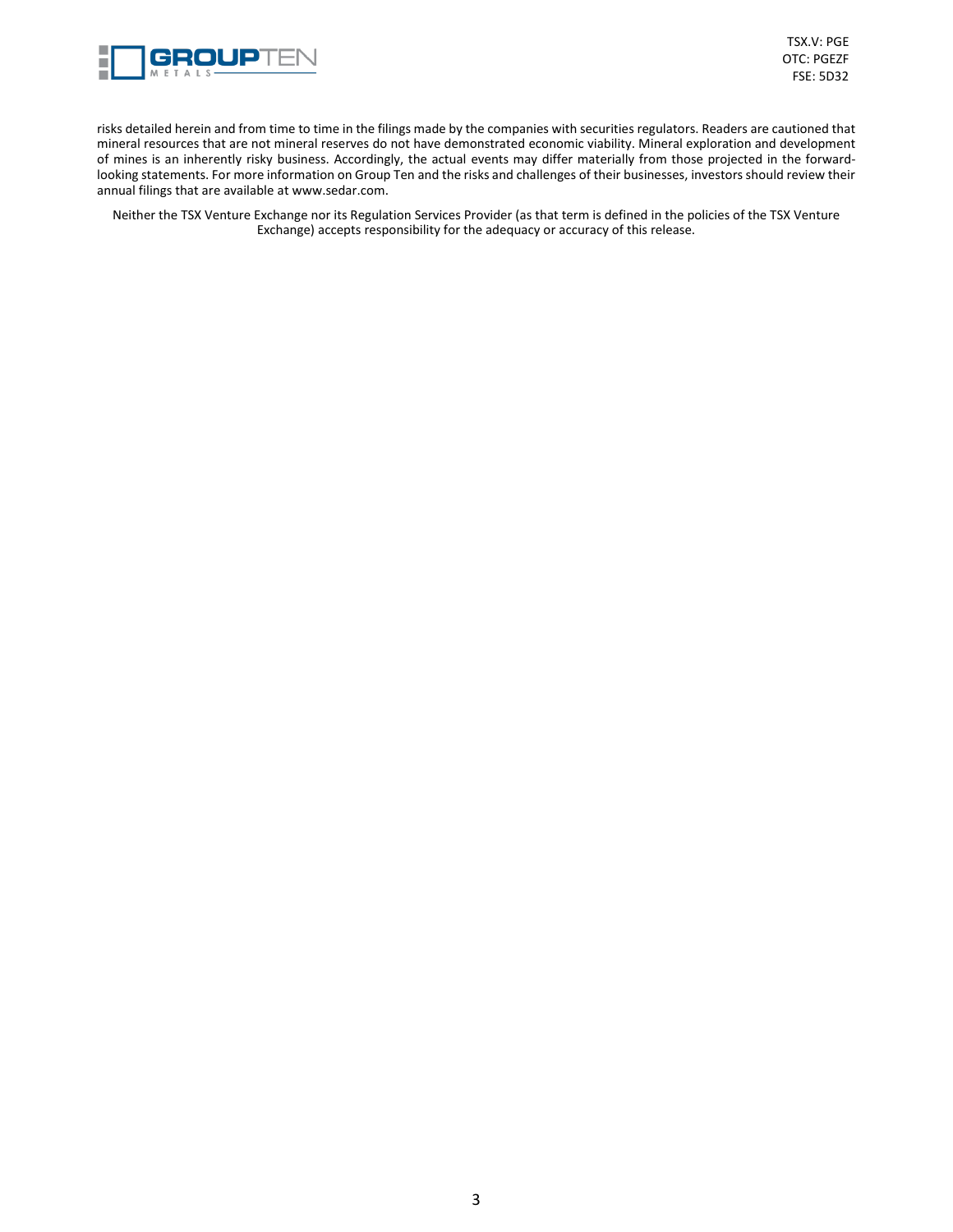risks detailed herein and from time to time in the filings made by the companies with securities regulators. Readers are cautioned that mineral resources that are not mineral reserves do not have demonstrated economic viability. Mineral exploration and development of mines is an inherently risky business. Accordingly, the actual events may differ materially from those projected in the forward-looking statements. For more information on Group Ten and the risks and challenges of their businesses, investors should review their annual filings that are available at www.sedar.com.

Neither the TSX Venture Exchange nor its Regulation Services Provider (as that term is defined in the policies of the TSX Venture Exchange) accepts responsibility for the adequacy or accuracy of this release.